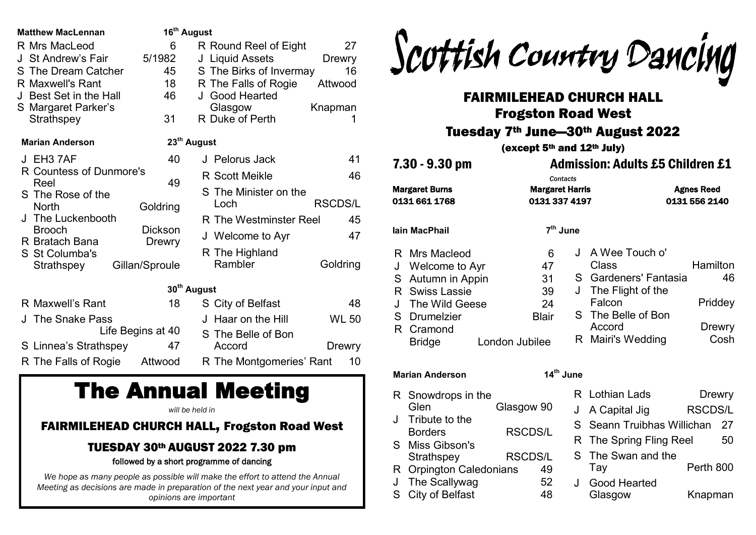# Scottish Country Dancing

## FAIRMILEHEAD CHURCH HALL

## Frogston Road West

## Tuesday 7th June—30th August 2022

**(except 5th and 12th July)**

**7.30 - 9.30 pm** | **Admission: Adults £5 Children £1**

*Contacts*

| Margaret Burns | Margaret Harris | Agnes Reed |
|---|---|---|
| 0131 661 1768 | 0131 337 4197 | 0131 556 2140 |

**Iain MacPhail** — **7th June**

| | Dance | Source |
|---|---|---|
| R | Mrs Macleod | 6 |
| J | Welcome to Ayr | 47 |
| S | Autumn in Appin | 31 |
| R | Swiss Lassie | 39 |
| J | The Wild Geese | 24 |
| S | Drumelzier | Blair |
| R | Cramond Bridge | London Jubilee |
| J | A Wee Touch o' Class | Hamilton |
| S | Gardeners' Fantasia | 46 |
| J | The Flight of the Falcon | Priddey |
| S | The Belle of Bon Accord | Drewry |
| R | Mairi's Wedding | Cosh |

**Marian Anderson** — **14th June**

| | Dance | Source |
|---|---|---|
| R | Snowdrops in the Glen | Glasgow 90 |
| J | Tribute to the Borders | RSCDS/L |
| S | Miss Gibson's Strathspey | RSCDS/L |
| R | Orpington Caledonians | 49 |
| J | The Scallywag | 52 |
| S | City of Belfast | 48 |
| R | Lothian Lads | Drewry |
| J | A Capital Jig | RSCDS/L |
| S | Seann Truibhas Willichan | 27 |
| R | The Spring Fling Reel | 50 |
| S | The Swan and the Tay | Perth 800 |
| J | Good Hearted Glasgow | Knapman |

**Matthew MacLennan** — **16th August**

| | Dance | Source |
|---|---|---|
| R | Mrs MacLeod | 6 |
| J | St Andrew's Fair | 5/1982 |
| S | The Dream Catcher | 45 |
| R | Maxwell's Rant | 18 |
| J | Best Set in the Hall | 46 |
| S | Margaret Parker's Strathspey | 31 |
| R | Round Reel of Eight | 27 |
| J | Liquid Assets | Drewry |
| S | The Birks of Invermay | 16 |
| R | The Falls of Rogie | Attwood |
| J | Good Hearted Glasgow | Knapman |
| R | Duke of Perth | 1 |

**Marian Anderson** — **23rd August**

| | Dance | Source |
|---|---|---|
| J | EH3 7AF | 40 |
| R | Countess of Dunmore's Reel | 49 |
| S | The Rose of the North | Goldring |
| J | The Luckenbooth Brooch | Dickson |
| R | Bratach Bana | Drewry |
| S | St Columba's Strathspey | Gillan/Sproule |
| J | Pelorus Jack | 41 |
| R | Scott Meikle | 46 |
| S | The Minister on the Loch | RSCDS/L |
| R | The Westminster Reel | 45 |
| J | Welcome to Ayr | 47 |
| R | The Highland Rambler | Goldring |

**30th August**

| | Dance | Source |
|---|---|---|
| R | Maxwell's Rant | 18 |
| J | The Snake Pass | Life Begins at 40 |
| S | Linnea's Strathspey | 47 |
| R | The Falls of Rogie | Attwood |
| S | City of Belfast | 48 |
| J | Haar on the Hill | WL 50 |
| S | The Belle of Bon Accord | Drewry |
| R | The Montgomeries' Rant | 10 |

# The Annual Meeting

*will be held in*

## FAIRMILEHEAD CHURCH HALL, Frogston Road West

## TUESDAY 30th AUGUST 2022 7.30 pm

**followed by a short programme of dancing**

*We hope as many people as possible will make the effort to attend the Annual Meeting as decisions are made in preparation of the next year and your input and opinions are important*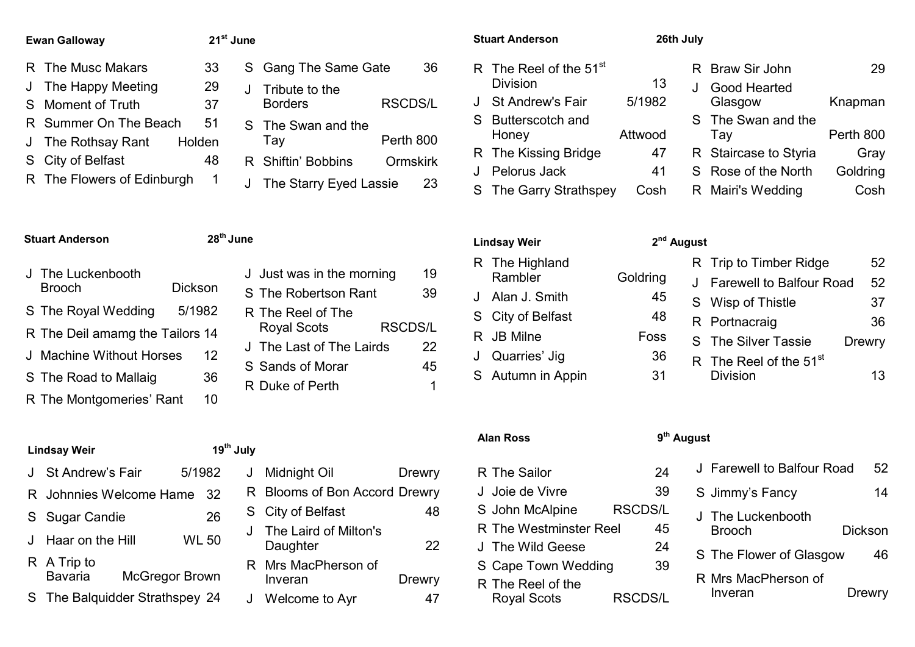**Ewan Galloway** **21st June**

| | | |
|---|---|---|
| R | The Musc Makars | 33 |
| J | The Happy Meeting | 29 |
| S | Moment of Truth | 37 |
| R | Summer On The Beach | 51 |
| J | The Rothsay Rant | Holden |
| S | City of Belfast | 48 |
| R | The Flowers of Edinburgh | 1 |
| S | Gang The Same Gate | 36 |
| J | Tribute to the Borders | RSCDS/L |
| S | The Swan and the Tay | Perth 800 |
| R | Shiftin' Bobbins | Ormskirk |
| J | The Starry Eyed Lassie | 23 |

**Stuart Anderson** **28th June**

| | | |
|---|---|---|
| J | The Luckenbooth Brooch | Dickson |
| S | The Royal Wedding | 5/1982 |
| R | The Deil amamg the Tailors | 14 |
| J | Machine Without Horses | 12 |
| S | The Road to Mallaig | 36 |
| R | The Montgomeries' Rant | 10 |
| J | Just was in the morning | 19 |
| S | The Robertson Rant | 39 |
| R | The Reel of The Royal Scots | RSCDS/L |
| J | The Last of The Lairds | 22 |
| S | Sands of Morar | 45 |
| R | Duke of Perth | 1 |

**Lindsay Weir** **19th July**

| | | |
|---|---|---|
| J | St Andrew's Fair | 5/1982 |
| R | Johnnies Welcome Hame | 32 |
| S | Sugar Candie | 26 |
| J | Haar on the Hill | WL 50 |
| R | A Trip to Bavaria | McGregor Brown |
| S | The Balquidder Strathspey | 24 |
| J | Midnight Oil | Drewry |
| R | Blooms of Bon Accord | Drewry |
| S | City of Belfast | 48 |
| J | The Laird of Milton's Daughter | 22 |
| R | Mrs MacPherson of Inveran | Drewry |
| J | Welcome to Ayr | 47 |

**Stuart Anderson** **26th July**

| | | |
|---|---|---|
| R | The Reel of the 51st Division | 13 |
| J | St Andrew's Fair | 5/1982 |
| S | Butterscotch and Honey | Attwood |
| R | The Kissing Bridge | 47 |
| J | Pelorus Jack | 41 |
| S | The Garry Strathspey | Cosh |
| R | Braw Sir John | 29 |
| J | Good Hearted Glasgow | Knapman |
| S | The Swan and the Tay | Perth 800 |
| R | Staircase to Styria | Gray |
| S | Rose of the North | Goldring |
| R | Mairi's Wedding | Cosh |

**Lindsay Weir** **2nd August**

| | | |
|---|---|---|
| R | The Highland Rambler | Goldring |
| J | Alan J. Smith | 45 |
| S | City of Belfast | 48 |
| R | JB Milne | Foss |
| J | Quarries' Jig | 36 |
| S | Autumn in Appin | 31 |
| R | Trip to Timber Ridge | 52 |
| J | Farewell to Balfour Road | 52 |
| S | Wisp of Thistle | 37 |
| R | Portnacraig | 36 |
| S | The Silver Tassie | Drewry |
| R | The Reel of the 51st Division | 13 |

**Alan Ross** **9th August**

| | | |
|---|---|---|
| R | The Sailor | 24 |
| J | Joie de Vivre | 39 |
| S | John McAlpine | RSCDS/L |
| R | The Westminster Reel | 45 |
| J | The Wild Geese | 24 |
| S | Cape Town Wedding | 39 |
| R | The Reel of the Royal Scots | RSCDS/L |
| J | Farewell to Balfour Road | 52 |
| S | Jimmy's Fancy | 14 |
| J | The Luckenbooth Brooch | Dickson |
| S | The Flower of Glasgow | 46 |
| R | Mrs MacPherson of Inveran | Drewry |